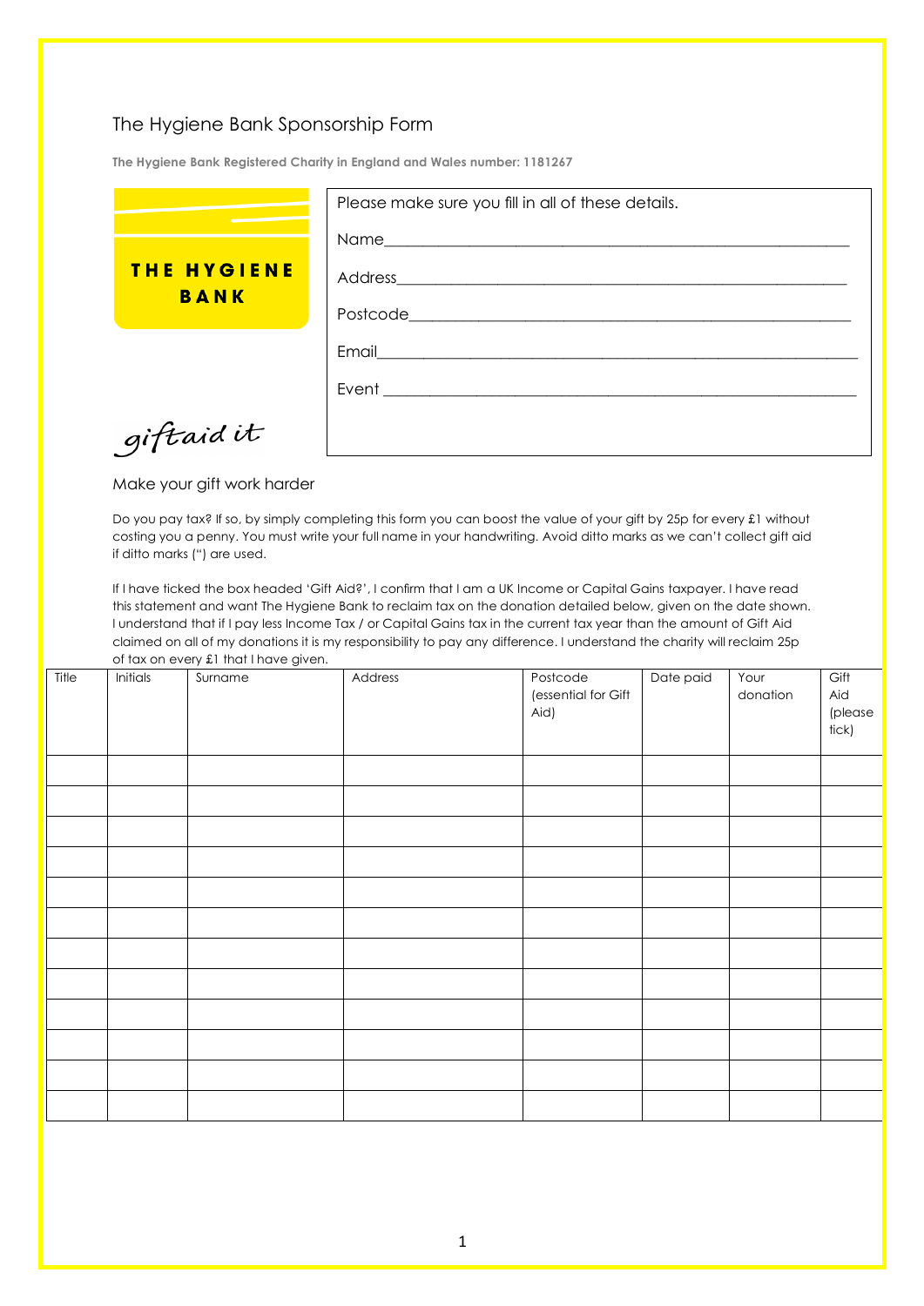# The Hygiene Bank Sponsorship Form

**The Hygiene Bank Registered Charity in England and Wales number: 1181267**

THE HYGIENE BANK

giftaid it

Please make sure you fill in all of these details.

Name\_\_\_\_\_\_\_\_\_\_\_\_\_\_\_\_\_\_\_\_\_\_\_\_\_\_\_\_\_\_\_\_\_\_\_\_\_\_\_\_

Address\_\_\_\_\_\_\_\_\_\_\_\_\_\_\_\_\_\_\_\_\_\_\_\_\_\_\_\_\_\_\_\_\_\_\_\_\_\_

Postcode\_\_\_\_\_\_\_\_\_\_\_\_\_\_\_\_\_\_\_\_\_\_\_\_\_\_\_\_\_\_\_\_\_\_\_\_\_

Email\_\_\_\_\_\_\_\_\_\_\_\_\_\_\_\_\_\_\_\_\_\_\_\_\_\_\_\_\_\_\_\_\_\_\_\_\_\_\_\_

Event \_\_\_\_\_\_\_\_\_\_\_\_\_\_\_\_\_\_\_\_\_\_\_\_\_\_\_\_\_\_\_\_\_\_\_\_\_\_\_

## Make your gift work harder

Do you pay tax? If so, by simply completing this form you can boost the value of your gift by 25p for every £1 without costing you a penny. You must write your full name in your handwriting. Avoid ditto marks as we can't collect gift aid if ditto marks (") are used.

If I have ticked the box headed 'Gift Aid?', I confirm that I am a UK Income or Capital Gains taxpayer. I have read this statement and want The Hygiene Bank to reclaim tax on the donation detailed below, given on the date shown. I understand that if I pay less Income Tax / or Capital Gains tax in the current tax year than the amount of Gift Aid claimed on all of my donations it is my responsibility to pay any difference. I understand the charity will reclaim 25p of tax on every £1 that I have given.

| Title | Initials | Surname | Address | Postcode (essential for Gift Aid) | Date paid | Your donation | Gift Aid (please tick) |
|---|---|---|---|---|---|---|---|
| | | | | | | | |
| | | | | | | | |
| | | | | | | | |
| | | | | | | | |
| | | | | | | | |
| | | | | | | | |
| | | | | | | | |
| | | | | | | | |
| | | | | | | | |
| | | | | | | | |
| | | | | | | | |
| | | | | | | | |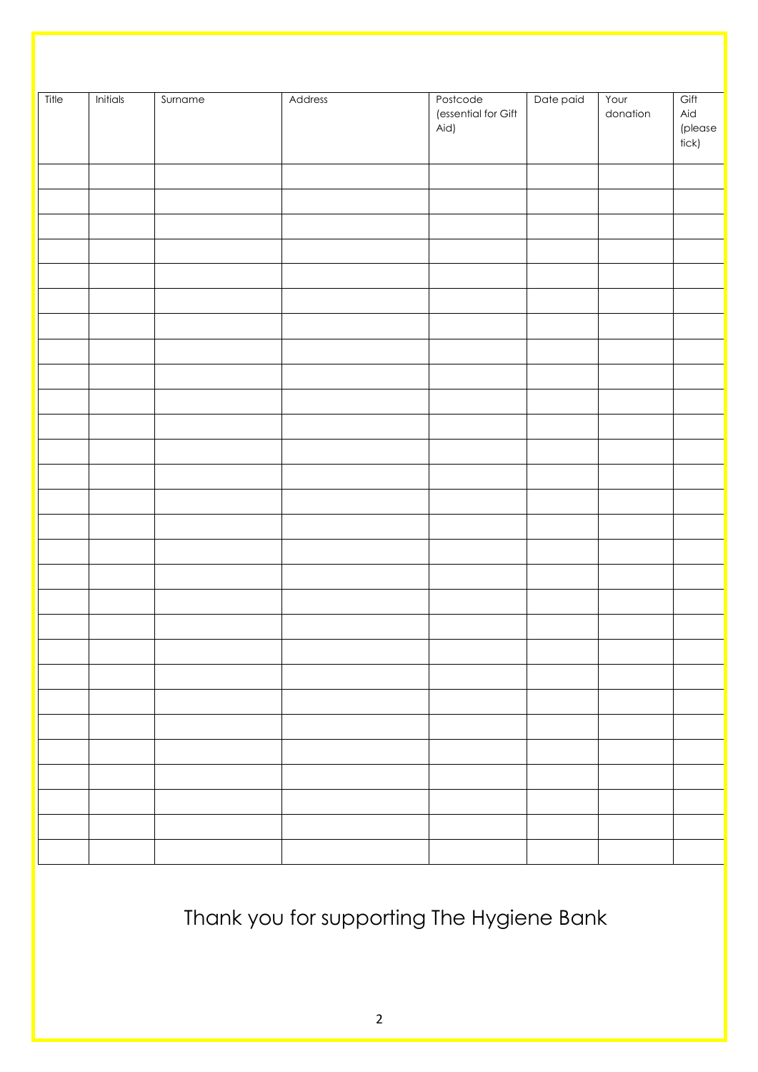| Title | Initials | Surname | Address | Postcode (essential for Gift Aid) | Date paid | Your donation | Gift Aid (please tick) |
|---|---|---|---|---|---|---|---|
| | | | | | | | |
| | | | | | | | |
| | | | | | | | |
| | | | | | | | |
| | | | | | | | |
| | | | | | | | |
| | | | | | | | |
| | | | | | | | |
| | | | | | | | |
| | | | | | | | |
| | | | | | | | |
| | | | | | | | |
| | | | | | | | |
| | | | | | | | |
| | | | | | | | |
| | | | | | | | |
| | | | | | | | |
| | | | | | | | |
| | | | | | | | |
| | | | | | | | |
| | | | | | | | |
| | | | | | | | |
| | | | | | | | |
| | | | | | | | |
| | | | | | | | |
| | | | | | | | |
| | | | | | | | |
| | | | | | | | |

Thank you for supporting The Hygiene Bank